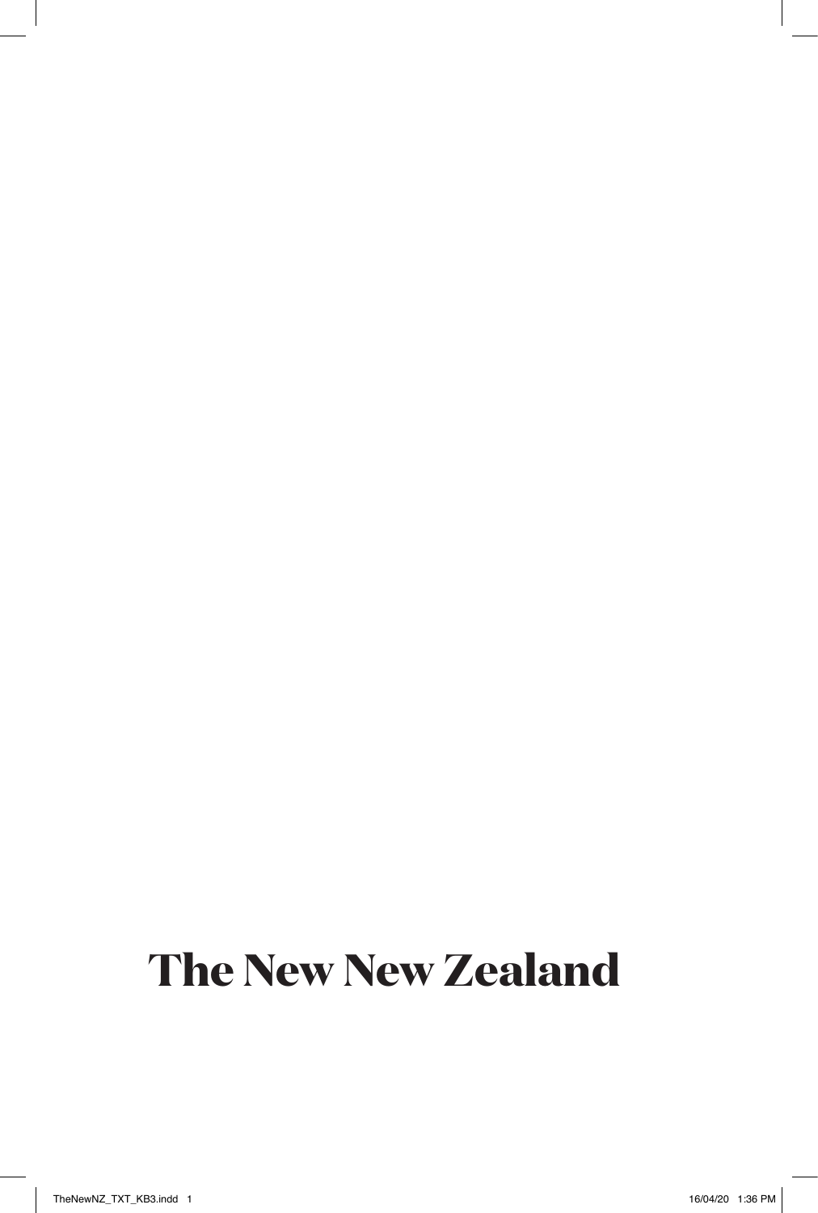# The New New Zealand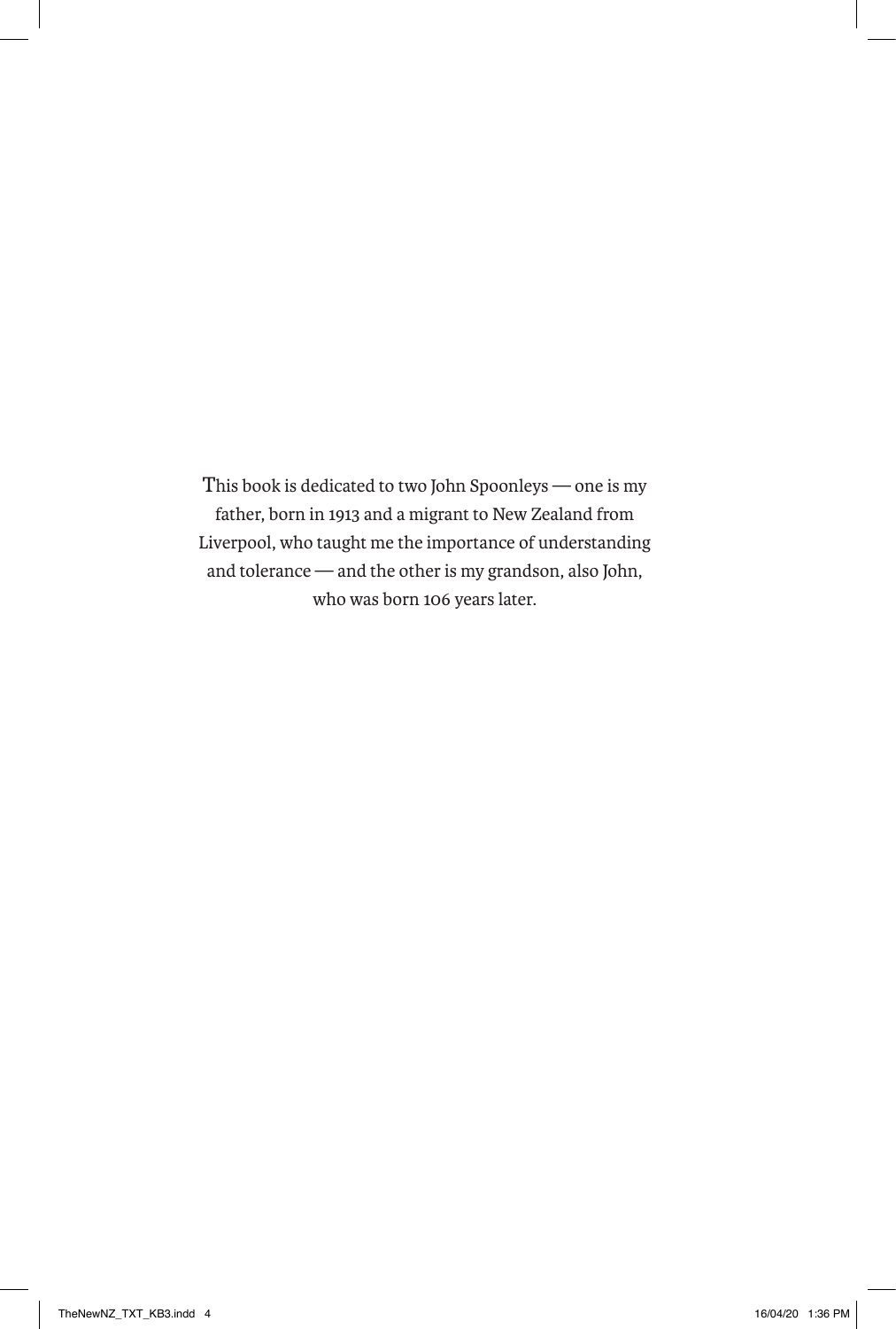This book is dedicated to two John Spoonleys — one is my father, born in 1913 and a migrant to New Zealand from Liverpool, who taught me the importance of understanding and tolerance — and the other is my grandson, also John, who was born 106 years later.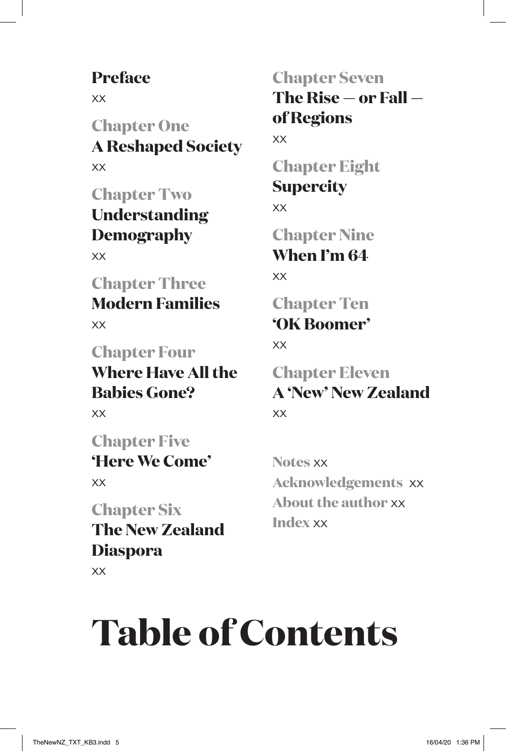# Table of Contents

**Preface**
xx

**Chapter One**
**A Reshaped Society**
xx

**Chapter Two**
**Understanding Demography**
xx

**Chapter Three**
**Modern Families**
xx

**Chapter Four**
**Where Have All the Babies Gone?**
xx

**Chapter Five**
**'Here We Come'**
xx

**Chapter Six**
**The New Zealand Diaspora**
xx

**Chapter Seven**
**The Rise — or Fall — of Regions**
xx

**Chapter Eight**
**Supercity**
xx

**Chapter Nine**
**When I'm 64**
xx

**Chapter Ten**
**'OK Boomer'**
xx

**Chapter Eleven**
**A 'New' New Zealand**
xx

**Notes** xx
**Acknowledgements** xx
**About the author** xx
**Index** xx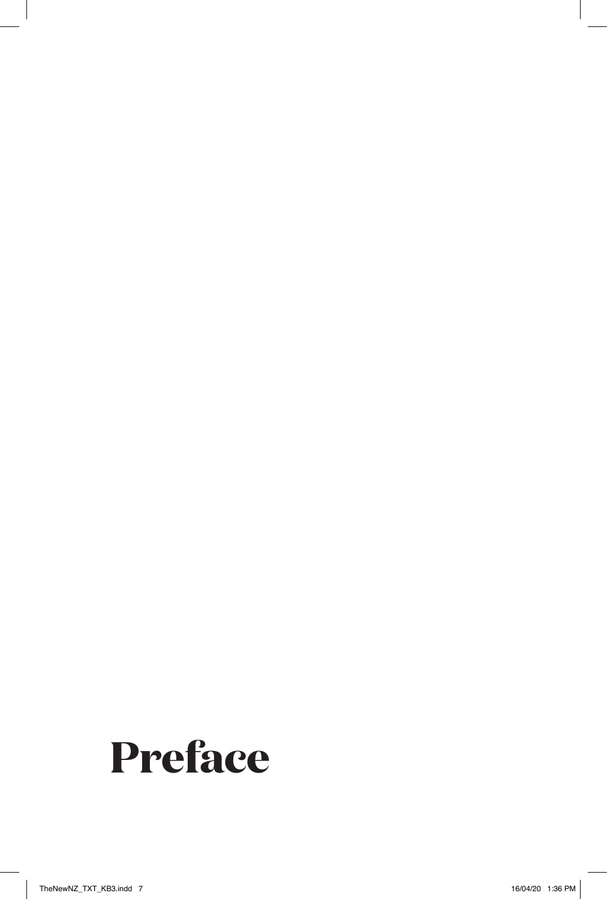# Preface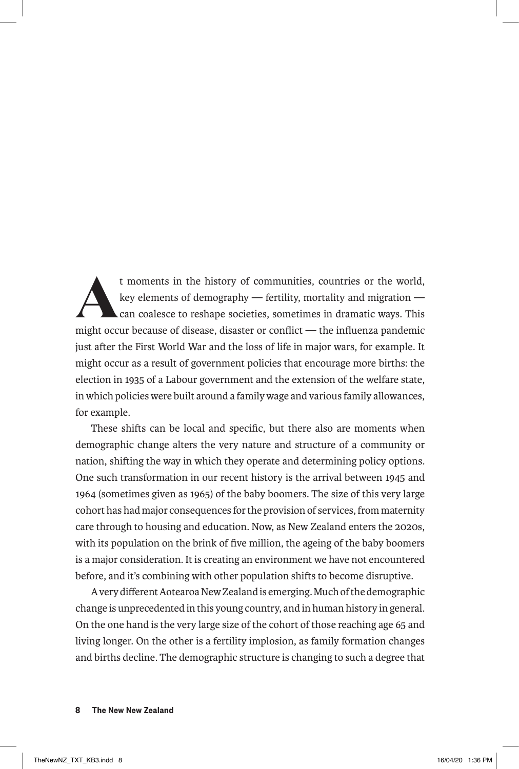At moments in the history of communities, countries or the world, key elements of demography — fertility, mortality and migration — can coalesce to reshape societies, sometimes in dramatic ways. This might occur because of disease, disaster or conflict — the influenza pandemic just after the First World War and the loss of life in major wars, for example. It might occur as a result of government policies that encourage more births: the election in 1935 of a Labour government and the extension of the welfare state, in which policies were built around a family wage and various family allowances, for example.

These shifts can be local and specific, but there also are moments when demographic change alters the very nature and structure of a community or nation, shifting the way in which they operate and determining policy options. One such transformation in our recent history is the arrival between 1945 and 1964 (sometimes given as 1965) of the baby boomers. The size of this very large cohort has had major consequences for the provision of services, from maternity care through to housing and education. Now, as New Zealand enters the 2020s, with its population on the brink of five million, the ageing of the baby boomers is a major consideration. It is creating an environment we have not encountered before, and it's combining with other population shifts to become disruptive.

A very different Aotearoa New Zealand is emerging. Much of the demographic change is unprecedented in this young country, and in human history in general. On the one hand is the very large size of the cohort of those reaching age 65 and living longer. On the other is a fertility implosion, as family formation changes and births decline. The demographic structure is changing to such a degree that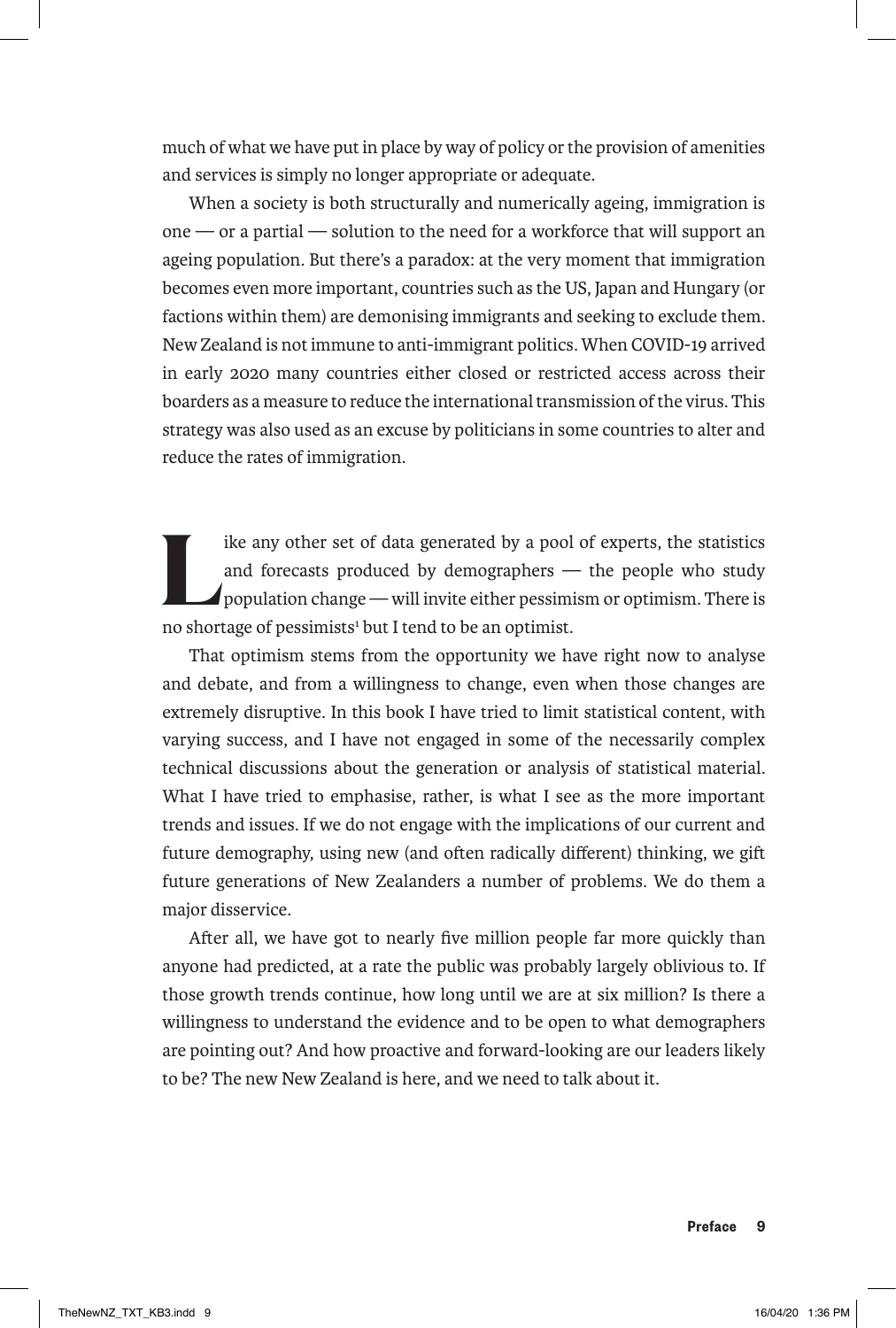much of what we have put in place by way of policy or the provision of amenities and services is simply no longer appropriate or adequate.

When a society is both structurally and numerically ageing, immigration is one — or a partial — solution to the need for a workforce that will support an ageing population. But there's a paradox: at the very moment that immigration becomes even more important, countries such as the US, Japan and Hungary (or factions within them) are demonising immigrants and seeking to exclude them. New Zealand is not immune to anti-immigrant politics. When COVID-19 arrived in early 2020 many countries either closed or restricted access across their boarders as a measure to reduce the international transmission of the virus. This strategy was also used as an excuse by politicians in some countries to alter and reduce the rates of immigration.

Like any other set of data generated by a pool of experts, the statistics and forecasts produced by demographers — the people who study population change — will invite either pessimism or optimism. There is no shortage of pessimists[1] but I tend to be an optimist.

That optimism stems from the opportunity we have right now to analyse and debate, and from a willingness to change, even when those changes are extremely disruptive. In this book I have tried to limit statistical content, with varying success, and I have not engaged in some of the necessarily complex technical discussions about the generation or analysis of statistical material. What I have tried to emphasise, rather, is what I see as the more important trends and issues. If we do not engage with the implications of our current and future demography, using new (and often radically different) thinking, we gift future generations of New Zealanders a number of problems. We do them a major disservice.

After all, we have got to nearly five million people far more quickly than anyone had predicted, at a rate the public was probably largely oblivious to. If those growth trends continue, how long until we are at six million? Is there a willingness to understand the evidence and to be open to what demographers are pointing out? And how proactive and forward-looking are our leaders likely to be? The new New Zealand is here, and we need to talk about it.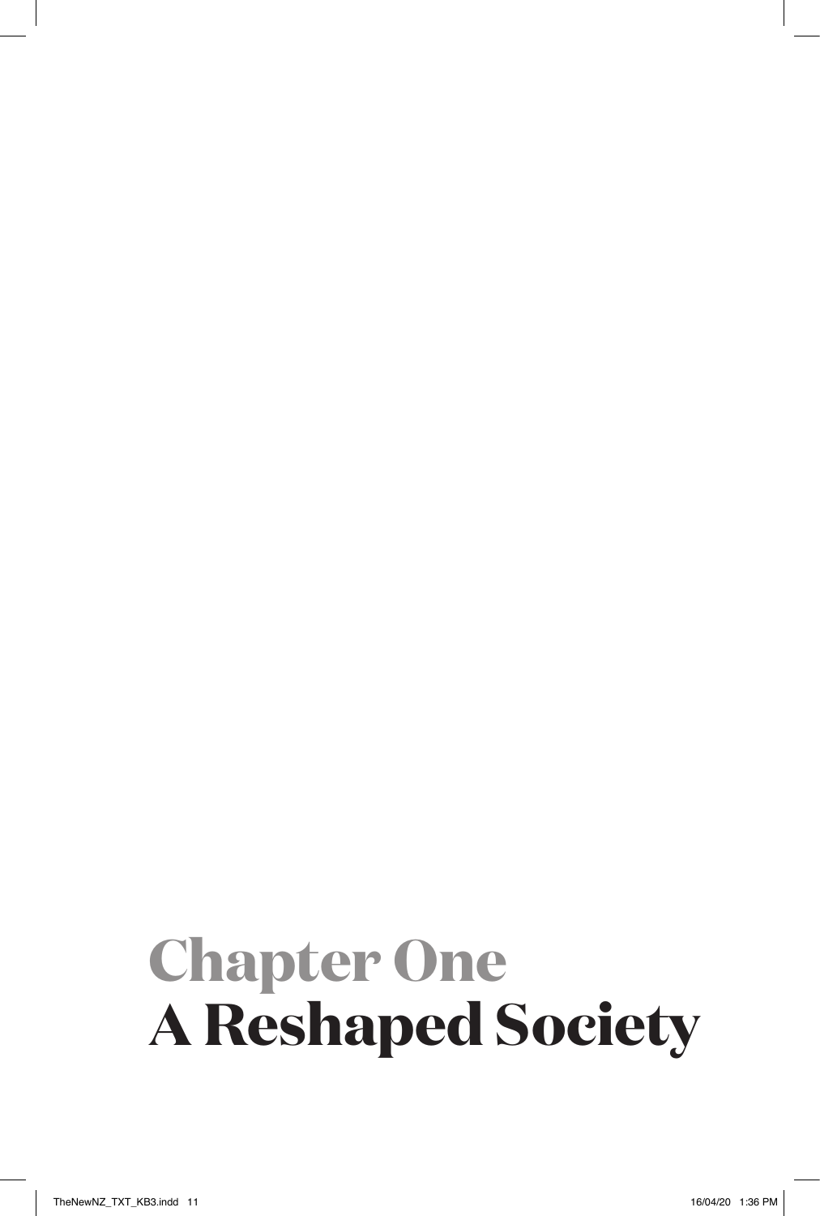# Chapter One
# A Reshaped Society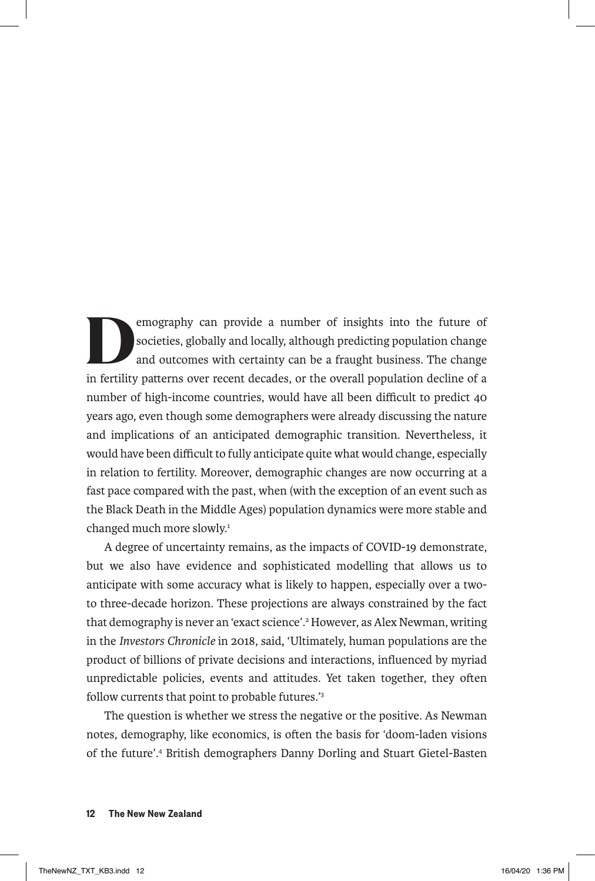Demography can provide a number of insights into the future of societies, globally and locally, although predicting population change and outcomes with certainty can be a fraught business. The change in fertility patterns over recent decades, or the overall population decline of a number of high-income countries, would have all been difficult to predict 40 years ago, even though some demographers were already discussing the nature and implications of an anticipated demographic transition. Nevertheless, it would have been difficult to fully anticipate quite what would change, especially in relation to fertility. Moreover, demographic changes are now occurring at a fast pace compared with the past, when (with the exception of an event such as the Black Death in the Middle Ages) population dynamics were more stable and changed much more slowly.[1]

A degree of uncertainty remains, as the impacts of COVID-19 demonstrate, but we also have evidence and sophisticated modelling that allows us to anticipate with some accuracy what is likely to happen, especially over a two- to three-decade horizon. These projections are always constrained by the fact that demography is never an 'exact science'.[2] However, as Alex Newman, writing in the *Investors Chronicle* in 2018, said, 'Ultimately, human populations are the product of billions of private decisions and interactions, influenced by myriad unpredictable policies, events and attitudes. Yet taken together, they often follow currents that point to probable futures.'[3]

The question is whether we stress the negative or the positive. As Newman notes, demography, like economics, is often the basis for 'doom-laden visions of the future'.[4] British demographers Danny Dorling and Stuart Gietel-Basten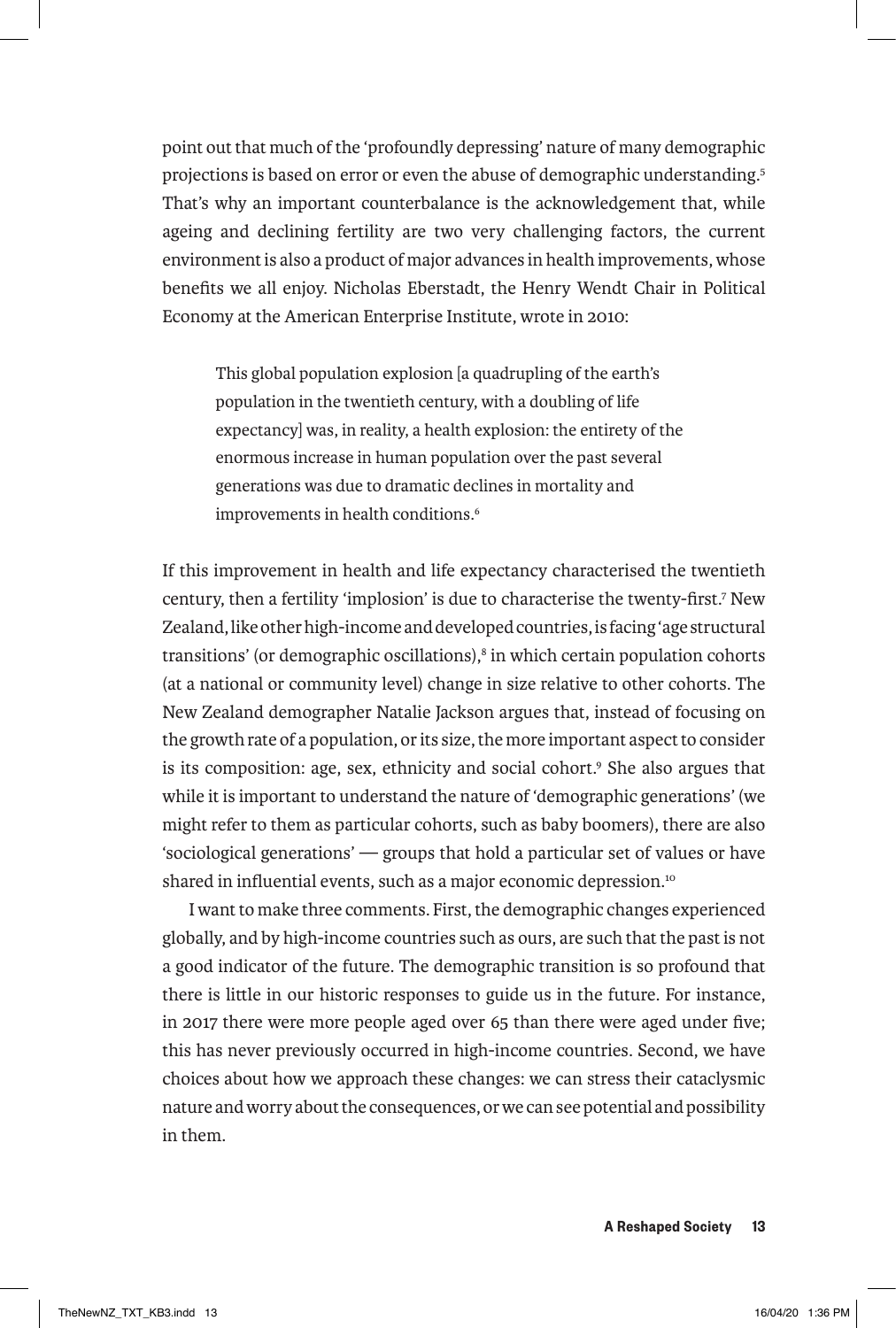point out that much of the 'profoundly depressing' nature of many demographic projections is based on error or even the abuse of demographic understanding.[5] That's why an important counterbalance is the acknowledgement that, while ageing and declining fertility are two very challenging factors, the current environment is also a product of major advances in health improvements, whose benefits we all enjoy. Nicholas Eberstadt, the Henry Wendt Chair in Political Economy at the American Enterprise Institute, wrote in 2010:

> This global population explosion [a quadrupling of the earth's population in the twentieth century, with a doubling of life expectancy] was, in reality, a health explosion: the entirety of the enormous increase in human population over the past several generations was due to dramatic declines in mortality and improvements in health conditions.[6]

If this improvement in health and life expectancy characterised the twentieth century, then a fertility 'implosion' is due to characterise the twenty-first.[7] New Zealand, like other high-income and developed countries, is facing 'age structural transitions' (or demographic oscillations),[8] in which certain population cohorts (at a national or community level) change in size relative to other cohorts. The New Zealand demographer Natalie Jackson argues that, instead of focusing on the growth rate of a population, or its size, the more important aspect to consider is its composition: age, sex, ethnicity and social cohort.[9] She also argues that while it is important to understand the nature of 'demographic generations' (we might refer to them as particular cohorts, such as baby boomers), there are also 'sociological generations' — groups that hold a particular set of values or have shared in influential events, such as a major economic depression.[10]

I want to make three comments. First, the demographic changes experienced globally, and by high-income countries such as ours, are such that the past is not a good indicator of the future. The demographic transition is so profound that there is little in our historic responses to guide us in the future. For instance, in 2017 there were more people aged over 65 than there were aged under five; this has never previously occurred in high-income countries. Second, we have choices about how we approach these changes: we can stress their cataclysmic nature and worry about the consequences, or we can see potential and possibility in them.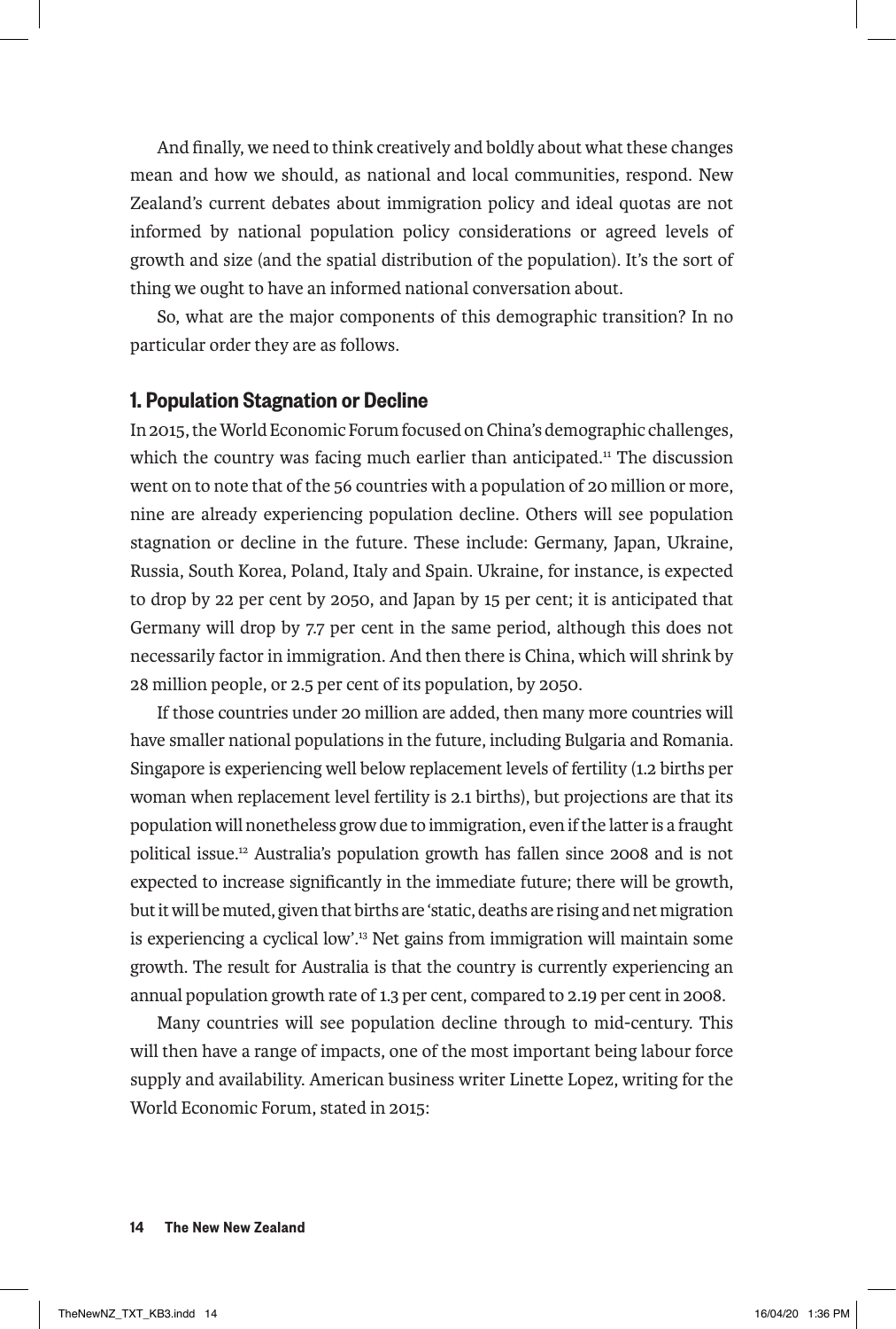And finally, we need to think creatively and boldly about what these changes mean and how we should, as national and local communities, respond. New Zealand's current debates about immigration policy and ideal quotas are not informed by national population policy considerations or agreed levels of growth and size (and the spatial distribution of the population). It's the sort of thing we ought to have an informed national conversation about.

So, what are the major components of this demographic transition? In no particular order they are as follows.

## 1. Population Stagnation or Decline

In 2015, the World Economic Forum focused on China's demographic challenges, which the country was facing much earlier than anticipated.[11] The discussion went on to note that of the 56 countries with a population of 20 million or more, nine are already experiencing population decline. Others will see population stagnation or decline in the future. These include: Germany, Japan, Ukraine, Russia, South Korea, Poland, Italy and Spain. Ukraine, for instance, is expected to drop by 22 per cent by 2050, and Japan by 15 per cent; it is anticipated that Germany will drop by 7.7 per cent in the same period, although this does not necessarily factor in immigration. And then there is China, which will shrink by 28 million people, or 2.5 per cent of its population, by 2050.

If those countries under 20 million are added, then many more countries will have smaller national populations in the future, including Bulgaria and Romania. Singapore is experiencing well below replacement levels of fertility (1.2 births per woman when replacement level fertility is 2.1 births), but projections are that its population will nonetheless grow due to immigration, even if the latter is a fraught political issue.[12] Australia's population growth has fallen since 2008 and is not expected to increase significantly in the immediate future; there will be growth, but it will be muted, given that births are 'static, deaths are rising and net migration is experiencing a cyclical low'.[13] Net gains from immigration will maintain some growth. The result for Australia is that the country is currently experiencing an annual population growth rate of 1.3 per cent, compared to 2.19 per cent in 2008.

Many countries will see population decline through to mid-century. This will then have a range of impacts, one of the most important being labour force supply and availability. American business writer Linette Lopez, writing for the World Economic Forum, stated in 2015: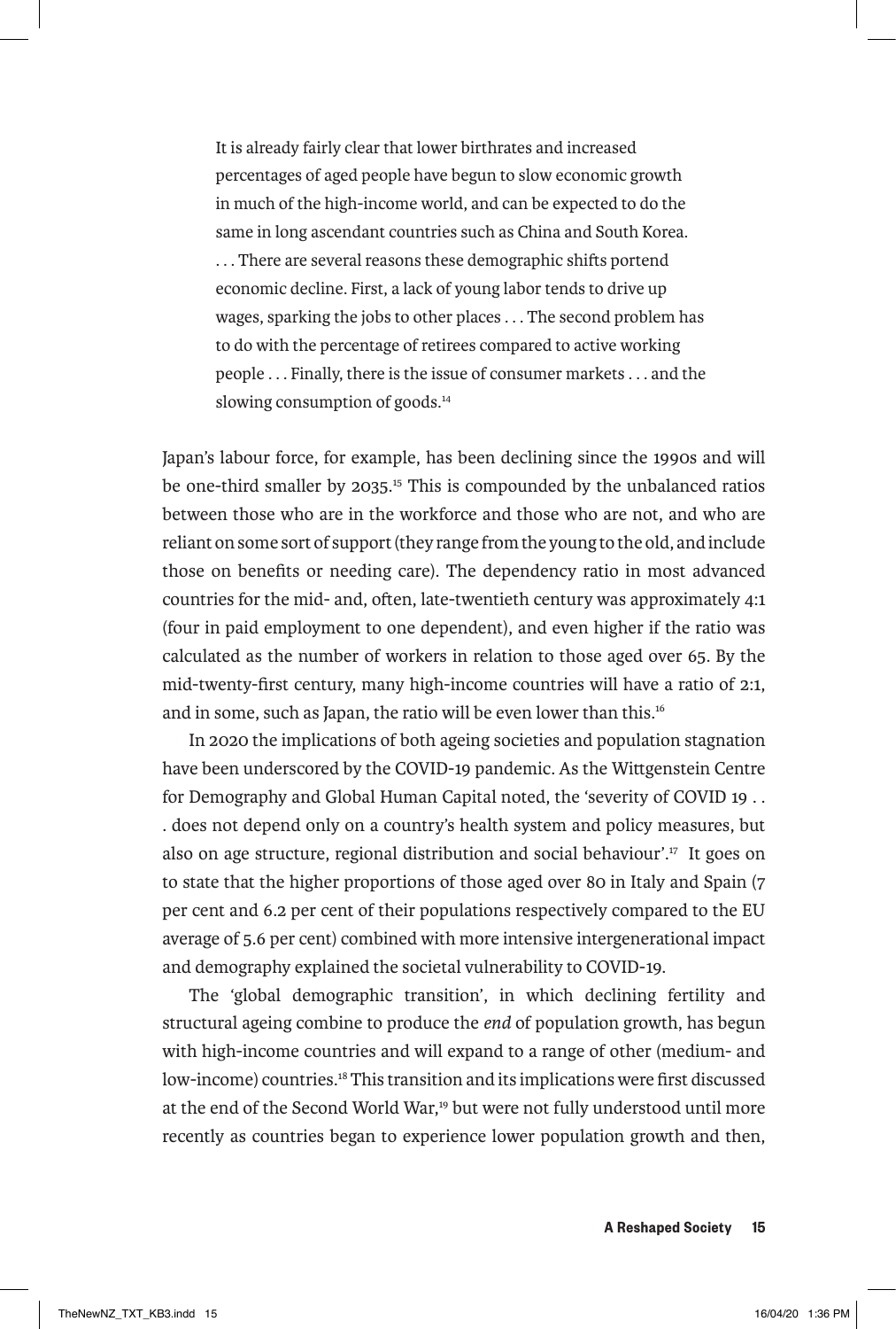> It is already fairly clear that lower birthrates and increased percentages of aged people have begun to slow economic growth in much of the high-income world, and can be expected to do the same in long ascendant countries such as China and South Korea. . . . There are several reasons these demographic shifts portend economic decline. First, a lack of young labor tends to drive up wages, sparking the jobs to other places . . . The second problem has to do with the percentage of retirees compared to active working people . . . Finally, there is the issue of consumer markets . . . and the slowing consumption of goods.[14]

Japan's labour force, for example, has been declining since the 1990s and will be one-third smaller by 2035.[15] This is compounded by the unbalanced ratios between those who are in the workforce and those who are not, and who are reliant on some sort of support (they range from the young to the old, and include those on benefits or needing care). The dependency ratio in most advanced countries for the mid- and, often, late-twentieth century was approximately 4:1 (four in paid employment to one dependent), and even higher if the ratio was calculated as the number of workers in relation to those aged over 65. By the mid-twenty-first century, many high-income countries will have a ratio of 2:1, and in some, such as Japan, the ratio will be even lower than this.[16]

In 2020 the implications of both ageing societies and population stagnation have been underscored by the COVID-19 pandemic. As the Wittgenstein Centre for Demography and Global Human Capital noted, the 'severity of COVID 19 . . . does not depend only on a country's health system and policy measures, but also on age structure, regional distribution and social behaviour'.[17] It goes on to state that the higher proportions of those aged over 80 in Italy and Spain (7 per cent and 6.2 per cent of their populations respectively compared to the EU average of 5.6 per cent) combined with more intensive intergenerational impact and demography explained the societal vulnerability to COVID-19.

The 'global demographic transition', in which declining fertility and structural ageing combine to produce the *end* of population growth, has begun with high-income countries and will expand to a range of other (medium- and low-income) countries.[18] This transition and its implications were first discussed at the end of the Second World War,[19] but were not fully understood until more recently as countries began to experience lower population growth and then,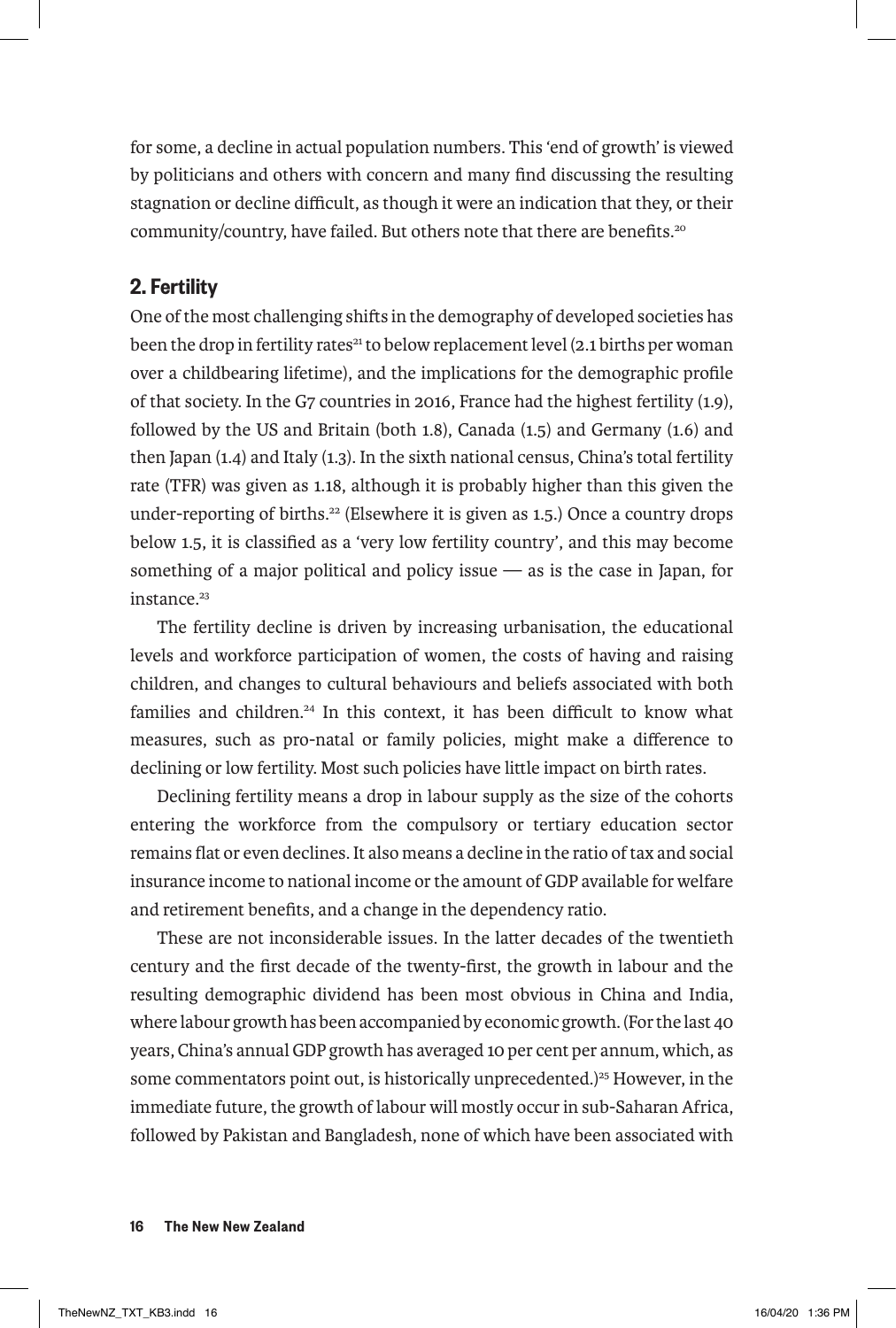for some, a decline in actual population numbers. This 'end of growth' is viewed by politicians and others with concern and many find discussing the resulting stagnation or decline difficult, as though it were an indication that they, or their community/country, have failed. But others note that there are benefits.[20]

## 2. Fertility

One of the most challenging shifts in the demography of developed societies has been the drop in fertility rates[21] to below replacement level (2.1 births per woman over a childbearing lifetime), and the implications for the demographic profile of that society. In the G7 countries in 2016, France had the highest fertility (1.9), followed by the US and Britain (both 1.8), Canada (1.5) and Germany (1.6) and then Japan (1.4) and Italy (1.3). In the sixth national census, China's total fertility rate (TFR) was given as 1.18, although it is probably higher than this given the under-reporting of births.[22] (Elsewhere it is given as 1.5.) Once a country drops below 1.5, it is classified as a 'very low fertility country', and this may become something of a major political and policy issue — as is the case in Japan, for instance.[23]

The fertility decline is driven by increasing urbanisation, the educational levels and workforce participation of women, the costs of having and raising children, and changes to cultural behaviours and beliefs associated with both families and children.[24] In this context, it has been difficult to know what measures, such as pro-natal or family policies, might make a difference to declining or low fertility. Most such policies have little impact on birth rates.

Declining fertility means a drop in labour supply as the size of the cohorts entering the workforce from the compulsory or tertiary education sector remains flat or even declines. It also means a decline in the ratio of tax and social insurance income to national income or the amount of GDP available for welfare and retirement benefits, and a change in the dependency ratio.

These are not inconsiderable issues. In the latter decades of the twentieth century and the first decade of the twenty-first, the growth in labour and the resulting demographic dividend has been most obvious in China and India, where labour growth has been accompanied by economic growth. (For the last 40 years, China's annual GDP growth has averaged 10 per cent per annum, which, as some commentators point out, is historically unprecedented.)[25] However, in the immediate future, the growth of labour will mostly occur in sub-Saharan Africa, followed by Pakistan and Bangladesh, none of which have been associated with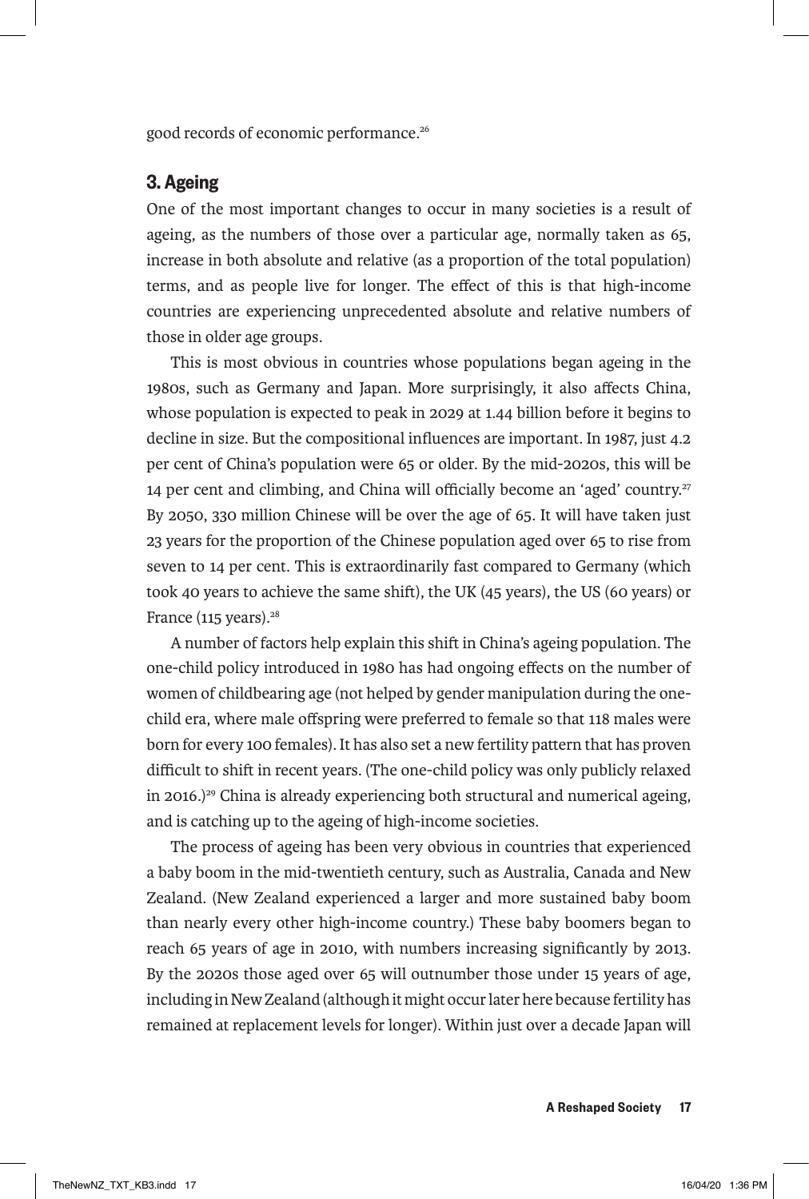good records of economic performance.[26]

## 3. Ageing

One of the most important changes to occur in many societies is a result of ageing, as the numbers of those over a particular age, normally taken as 65, increase in both absolute and relative (as a proportion of the total population) terms, and as people live for longer. The effect of this is that high-income countries are experiencing unprecedented absolute and relative numbers of those in older age groups.

This is most obvious in countries whose populations began ageing in the 1980s, such as Germany and Japan. More surprisingly, it also affects China, whose population is expected to peak in 2029 at 1.44 billion before it begins to decline in size. But the compositional influences are important. In 1987, just 4.2 per cent of China's population were 65 or older. By the mid-2020s, this will be 14 per cent and climbing, and China will officially become an 'aged' country.[27] By 2050, 330 million Chinese will be over the age of 65. It will have taken just 23 years for the proportion of the Chinese population aged over 65 to rise from seven to 14 per cent. This is extraordinarily fast compared to Germany (which took 40 years to achieve the same shift), the UK (45 years), the US (60 years) or France (115 years).[28]

A number of factors help explain this shift in China's ageing population. The one-child policy introduced in 1980 has had ongoing effects on the number of women of childbearing age (not helped by gender manipulation during the one-child era, where male offspring were preferred to female so that 118 males were born for every 100 females). It has also set a new fertility pattern that has proven difficult to shift in recent years. (The one-child policy was only publicly relaxed in 2016.)[29] China is already experiencing both structural and numerical ageing, and is catching up to the ageing of high-income societies.

The process of ageing has been very obvious in countries that experienced a baby boom in the mid-twentieth century, such as Australia, Canada and New Zealand. (New Zealand experienced a larger and more sustained baby boom than nearly every other high-income country.) These baby boomers began to reach 65 years of age in 2010, with numbers increasing significantly by 2013. By the 2020s those aged over 65 will outnumber those under 15 years of age, including in New Zealand (although it might occur later here because fertility has remained at replacement levels for longer). Within just over a decade Japan will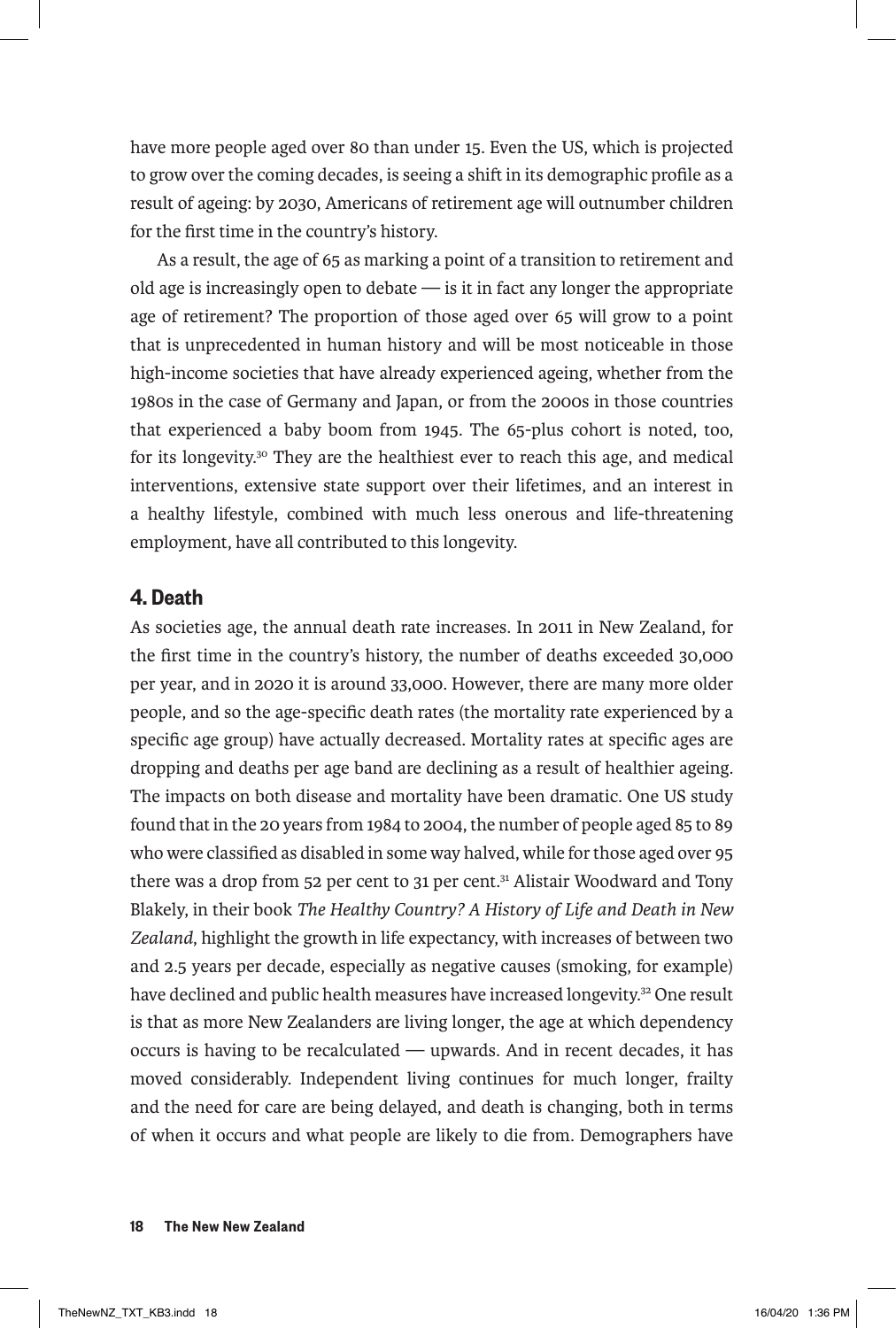have more people aged over 80 than under 15. Even the US, which is projected to grow over the coming decades, is seeing a shift in its demographic profile as a result of ageing: by 2030, Americans of retirement age will outnumber children for the first time in the country's history.

As a result, the age of 65 as marking a point of a transition to retirement and old age is increasingly open to debate — is it in fact any longer the appropriate age of retirement? The proportion of those aged over 65 will grow to a point that is unprecedented in human history and will be most noticeable in those high-income societies that have already experienced ageing, whether from the 1980s in the case of Germany and Japan, or from the 2000s in those countries that experienced a baby boom from 1945. The 65-plus cohort is noted, too, for its longevity.[30] They are the healthiest ever to reach this age, and medical interventions, extensive state support over their lifetimes, and an interest in a healthy lifestyle, combined with much less onerous and life-threatening employment, have all contributed to this longevity.

## 4. Death

As societies age, the annual death rate increases. In 2011 in New Zealand, for the first time in the country's history, the number of deaths exceeded 30,000 per year, and in 2020 it is around 33,000. However, there are many more older people, and so the age-specific death rates (the mortality rate experienced by a specific age group) have actually decreased. Mortality rates at specific ages are dropping and deaths per age band are declining as a result of healthier ageing. The impacts on both disease and mortality have been dramatic. One US study found that in the 20 years from 1984 to 2004, the number of people aged 85 to 89 who were classified as disabled in some way halved, while for those aged over 95 there was a drop from 52 per cent to 31 per cent.[31] Alistair Woodward and Tony Blakely, in their book *The Healthy Country? A History of Life and Death in New Zealand*, highlight the growth in life expectancy, with increases of between two and 2.5 years per decade, especially as negative causes (smoking, for example) have declined and public health measures have increased longevity.[32] One result is that as more New Zealanders are living longer, the age at which dependency occurs is having to be recalculated — upwards. And in recent decades, it has moved considerably. Independent living continues for much longer, frailty and the need for care are being delayed, and death is changing, both in terms of when it occurs and what people are likely to die from. Demographers have